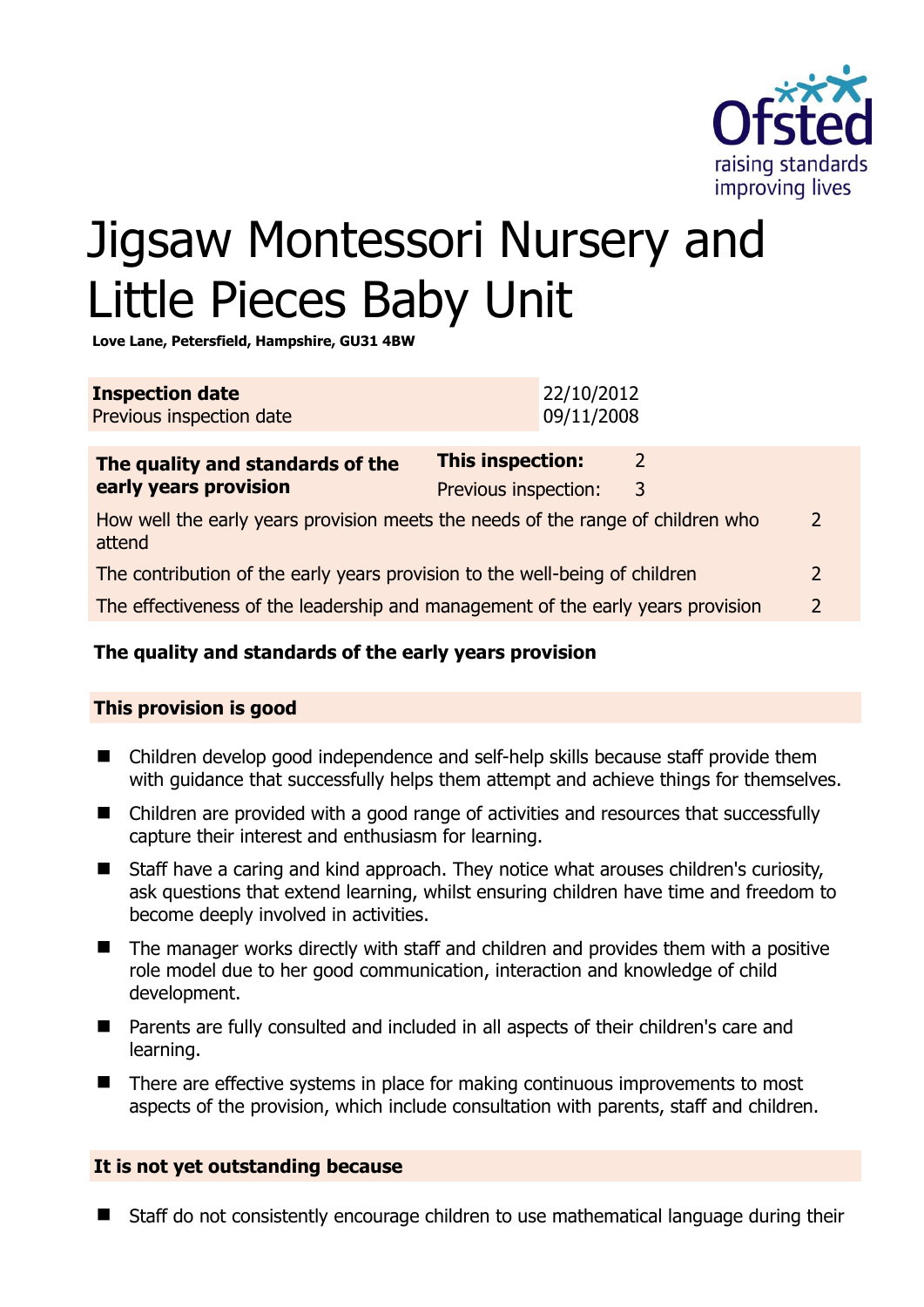# Jigsaw Montessori Nursery and Little Pieces Baby Unit

**Love Lane, Petersfield, Hampshire, GU31 4BW**

| **Inspection date** | 22/10/2012 |
|---|---|
| Previous inspection date | 09/11/2008 |

| **The quality and standards of the early years provision** | **This inspection:** | 2 |
|---|---|---|
| | Previous inspection: | 3 |
| How well the early years provision meets the needs of the range of children who attend | | 2 |
| The contribution of the early years provision to the well-being of children | | 2 |
| The effectiveness of the leadership and management of the early years provision | | 2 |

## The quality and standards of the early years provision

### This provision is good

- Children develop good independence and self-help skills because staff provide them with guidance that successfully helps them attempt and achieve things for themselves.
- Children are provided with a good range of activities and resources that successfully capture their interest and enthusiasm for learning.
- Staff have a caring and kind approach. They notice what arouses children's curiosity, ask questions that extend learning, whilst ensuring children have time and freedom to become deeply involved in activities.
- The manager works directly with staff and children and provides them with a positive role model due to her good communication, interaction and knowledge of child development.
- Parents are fully consulted and included in all aspects of their children's care and learning.
- There are effective systems in place for making continuous improvements to most aspects of the provision, which include consultation with parents, staff and children.

### It is not yet outstanding because

- Staff do not consistently encourage children to use mathematical language during their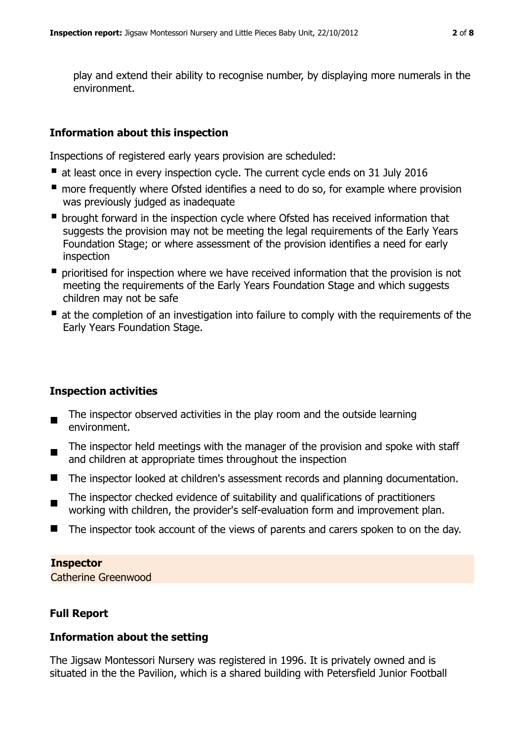play and extend their ability to recognise number, by displaying more numerals in the environment.

## Information about this inspection

Inspections of registered early years provision are scheduled:

- at least once in every inspection cycle. The current cycle ends on 31 July 2016
- more frequently where Ofsted identifies a need to do so, for example where provision was previously judged as inadequate
- brought forward in the inspection cycle where Ofsted has received information that suggests the provision may not be meeting the legal requirements of the Early Years Foundation Stage; or where assessment of the provision identifies a need for early inspection
- prioritised for inspection where we have received information that the provision is not meeting the requirements of the Early Years Foundation Stage and which suggests children may not be safe
- at the completion of an investigation into failure to comply with the requirements of the Early Years Foundation Stage.

## Inspection activities

- The inspector observed activities in the play room and the outside learning environment.
- The inspector held meetings with the manager of the provision and spoke with staff and children at appropriate times throughout the inspection
- The inspector looked at children's assessment records and planning documentation.
- The inspector checked evidence of suitability and qualifications of practitioners working with children, the provider's self-evaluation form and improvement plan.
- The inspector took account of the views of parents and carers spoken to on the day.

**Inspector**
Catherine Greenwood

## Full Report

### Information about the setting

The Jigsaw Montessori Nursery was registered in 1996. It is privately owned and is situated in the the Pavilion, which is a shared building with Petersfield Junior Football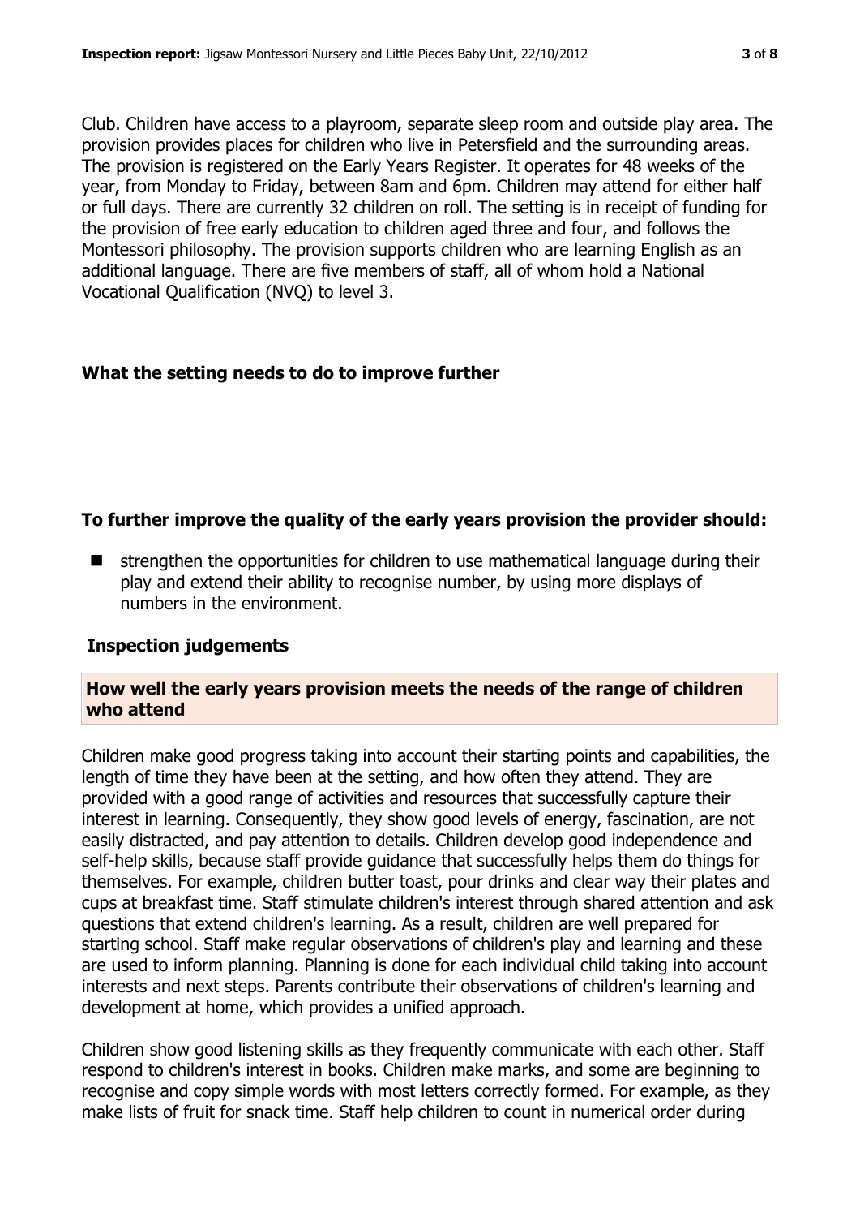Club. Children have access to a playroom, separate sleep room and outside play area. The provision provides places for children who live in Petersfield and the surrounding areas. The provision is registered on the Early Years Register. It operates for 48 weeks of the year, from Monday to Friday, between 8am and 6pm. Children may attend for either half or full days. There are currently 32 children on roll. The setting is in receipt of funding for the provision of free early education to children aged three and four, and follows the Montessori philosophy. The provision supports children who are learning English as an additional language. There are five members of staff, all of whom hold a National Vocational Qualification (NVQ) to level 3.

## What the setting needs to do to improve further

### To further improve the quality of the early years provision the provider should:

- strengthen the opportunities for children to use mathematical language during their play and extend their ability to recognise number, by using more displays of numbers in the environment.

## Inspection judgements

### How well the early years provision meets the needs of the range of children who attend

Children make good progress taking into account their starting points and capabilities, the length of time they have been at the setting, and how often they attend. They are provided with a good range of activities and resources that successfully capture their interest in learning. Consequently, they show good levels of energy, fascination, are not easily distracted, and pay attention to details. Children develop good independence and self-help skills, because staff provide guidance that successfully helps them do things for themselves. For example, children butter toast, pour drinks and clear way their plates and cups at breakfast time. Staff stimulate children's interest through shared attention and ask questions that extend children's learning. As a result, children are well prepared for starting school. Staff make regular observations of children's play and learning and these are used to inform planning. Planning is done for each individual child taking into account interests and next steps. Parents contribute their observations of children's learning and development at home, which provides a unified approach.

Children show good listening skills as they frequently communicate with each other. Staff respond to children's interest in books. Children make marks, and some are beginning to recognise and copy simple words with most letters correctly formed. For example, as they make lists of fruit for snack time. Staff help children to count in numerical order during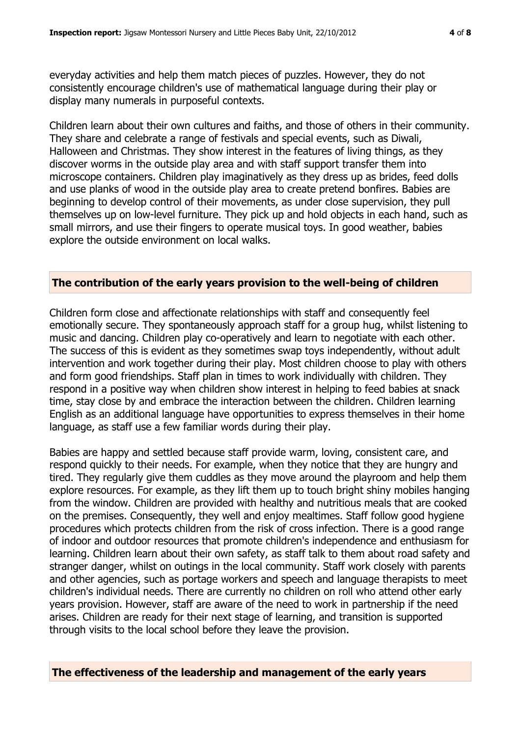everyday activities and help them match pieces of puzzles. However, they do not consistently encourage children's use of mathematical language during their play or display many numerals in purposeful contexts.

Children learn about their own cultures and faiths, and those of others in their community. They share and celebrate a range of festivals and special events, such as Diwali, Halloween and Christmas. They show interest in the features of living things, as they discover worms in the outside play area and with staff support transfer them into microscope containers. Children play imaginatively as they dress up as brides, feed dolls and use planks of wood in the outside play area to create pretend bonfires. Babies are beginning to develop control of their movements, as under close supervision, they pull themselves up on low-level furniture. They pick up and hold objects in each hand, such as small mirrors, and use their fingers to operate musical toys. In good weather, babies explore the outside environment on local walks.

## The contribution of the early years provision to the well-being of children

Children form close and affectionate relationships with staff and consequently feel emotionally secure. They spontaneously approach staff for a group hug, whilst listening to music and dancing. Children play co-operatively and learn to negotiate with each other. The success of this is evident as they sometimes swap toys independently, without adult intervention and work together during their play. Most children choose to play with others and form good friendships. Staff plan in times to work individually with children. They respond in a positive way when children show interest in helping to feed babies at snack time, stay close by and embrace the interaction between the children. Children learning English as an additional language have opportunities to express themselves in their home language, as staff use a few familiar words during their play.

Babies are happy and settled because staff provide warm, loving, consistent care, and respond quickly to their needs. For example, when they notice that they are hungry and tired. They regularly give them cuddles as they move around the playroom and help them explore resources. For example, as they lift them up to touch bright shiny mobiles hanging from the window. Children are provided with healthy and nutritious meals that are cooked on the premises. Consequently, they well and enjoy mealtimes. Staff follow good hygiene procedures which protects children from the risk of cross infection. There is a good range of indoor and outdoor resources that promote children's independence and enthusiasm for learning. Children learn about their own safety, as staff talk to them about road safety and stranger danger, whilst on outings in the local community. Staff work closely with parents and other agencies, such as portage workers and speech and language therapists to meet children's individual needs. There are currently no children on roll who attend other early years provision. However, staff are aware of the need to work in partnership if the need arises. Children are ready for their next stage of learning, and transition is supported through visits to the local school before they leave the provision.

## The effectiveness of the leadership and management of the early years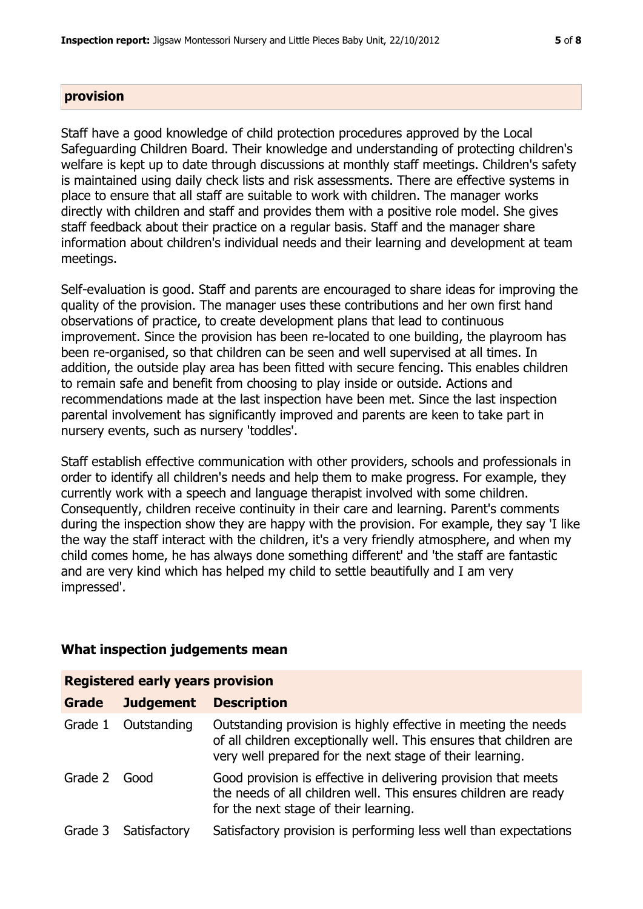## provision

Staff have a good knowledge of child protection procedures approved by the Local Safeguarding Children Board. Their knowledge and understanding of protecting children's welfare is kept up to date through discussions at monthly staff meetings. Children's safety is maintained using daily check lists and risk assessments. There are effective systems in place to ensure that all staff are suitable to work with children. The manager works directly with children and staff and provides them with a positive role model. She gives staff feedback about their practice on a regular basis. Staff and the manager share information about children's individual needs and their learning and development at team meetings.

Self-evaluation is good. Staff and parents are encouraged to share ideas for improving the quality of the provision. The manager uses these contributions and her own first hand observations of practice, to create development plans that lead to continuous improvement. Since the provision has been re-located to one building, the playroom has been re-organised, so that children can be seen and well supervised at all times. In addition, the outside play area has been fitted with secure fencing. This enables children to remain safe and benefit from choosing to play inside or outside. Actions and recommendations made at the last inspection have been met. Since the last inspection parental involvement has significantly improved and parents are keen to take part in nursery events, such as nursery 'toddles'.

Staff establish effective communication with other providers, schools and professionals in order to identify all children's needs and help them to make progress. For example, they currently work with a speech and language therapist involved with some children. Consequently, children receive continuity in their care and learning. Parent's comments during the inspection show they are happy with the provision. For example, they say 'I like the way the staff interact with the children, it's a very friendly atmosphere, and when my child comes home, he has always done something different' and 'the staff are fantastic and are very kind which has helped my child to settle beautifully and I am very impressed'.

## What inspection judgements mean

**Registered early years provision**

| Grade | Judgement | Description |
|---|---|---|
| Grade 1 | Outstanding | Outstanding provision is highly effective in meeting the needs of all children exceptionally well. This ensures that children are very well prepared for the next stage of their learning. |
| Grade 2 | Good | Good provision is effective in delivering provision that meets the needs of all children well. This ensures children are ready for the next stage of their learning. |
| Grade 3 | Satisfactory | Satisfactory provision is performing less well than expectations |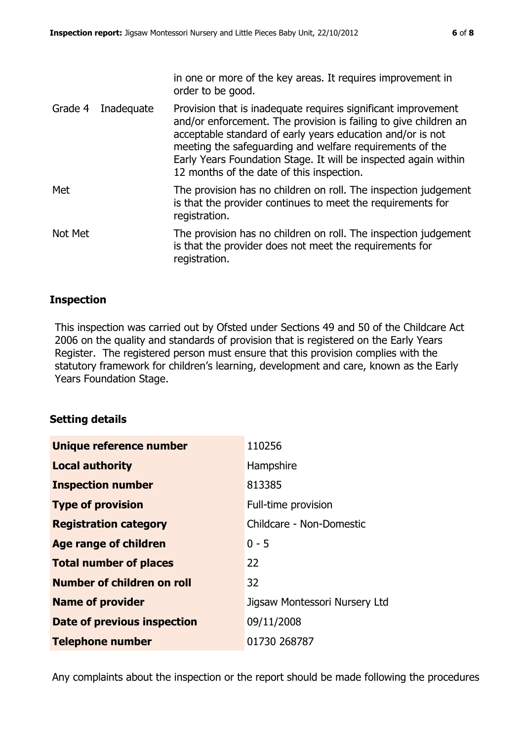| | | |
|---|---|---|
| | | in one or more of the key areas. It requires improvement in order to be good. |
| Grade 4 | Inadequate | Provision that is inadequate requires significant improvement and/or enforcement. The provision is failing to give children an acceptable standard of early years education and/or is not meeting the safeguarding and welfare requirements of the Early Years Foundation Stage. It will be inspected again within 12 months of the date of this inspection. |
| Met | | The provision has no children on roll. The inspection judgement is that the provider continues to meet the requirements for registration. |
| Not Met | | The provision has no children on roll. The inspection judgement is that the provider does not meet the requirements for registration. |

## Inspection

This inspection was carried out by Ofsted under Sections 49 and 50 of the Childcare Act 2006 on the quality and standards of provision that is registered on the Early Years Register. The registered person must ensure that this provision complies with the statutory framework for children's learning, development and care, known as the Early Years Foundation Stage.

## Setting details

| | |
|---|---|
| **Unique reference number** | 110256 |
| **Local authority** | Hampshire |
| **Inspection number** | 813385 |
| **Type of provision** | Full-time provision |
| **Registration category** | Childcare - Non-Domestic |
| **Age range of children** | 0 - 5 |
| **Total number of places** | 22 |
| **Number of children on roll** | 32 |
| **Name of provider** | Jigsaw Montessori Nursery Ltd |
| **Date of previous inspection** | 09/11/2008 |
| **Telephone number** | 01730 268787 |

Any complaints about the inspection or the report should be made following the procedures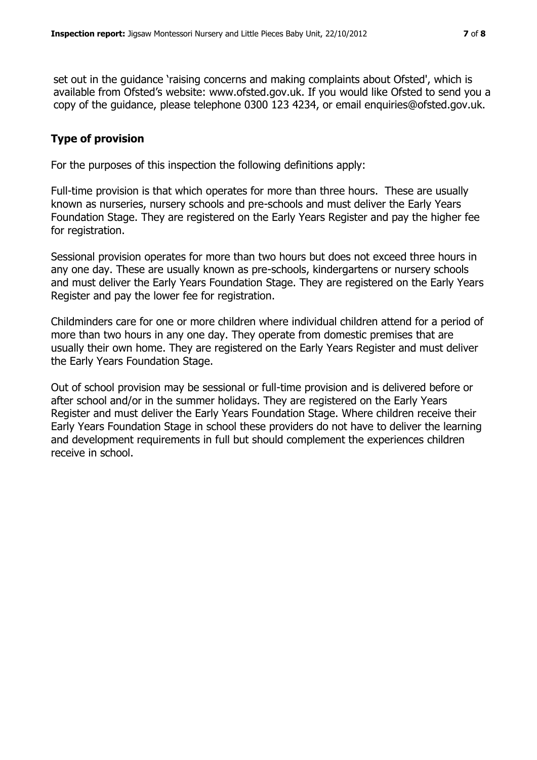set out in the guidance 'raising concerns and making complaints about Ofsted', which is available from Ofsted's website: www.ofsted.gov.uk. If you would like Ofsted to send you a copy of the guidance, please telephone 0300 123 4234, or email enquiries@ofsted.gov.uk.

## Type of provision

For the purposes of this inspection the following definitions apply:

Full-time provision is that which operates for more than three hours. These are usually known as nurseries, nursery schools and pre-schools and must deliver the Early Years Foundation Stage. They are registered on the Early Years Register and pay the higher fee for registration.

Sessional provision operates for more than two hours but does not exceed three hours in any one day. These are usually known as pre-schools, kindergartens or nursery schools and must deliver the Early Years Foundation Stage. They are registered on the Early Years Register and pay the lower fee for registration.

Childminders care for one or more children where individual children attend for a period of more than two hours in any one day. They operate from domestic premises that are usually their own home. They are registered on the Early Years Register and must deliver the Early Years Foundation Stage.

Out of school provision may be sessional or full-time provision and is delivered before or after school and/or in the summer holidays. They are registered on the Early Years Register and must deliver the Early Years Foundation Stage. Where children receive their Early Years Foundation Stage in school these providers do not have to deliver the learning and development requirements in full but should complement the experiences children receive in school.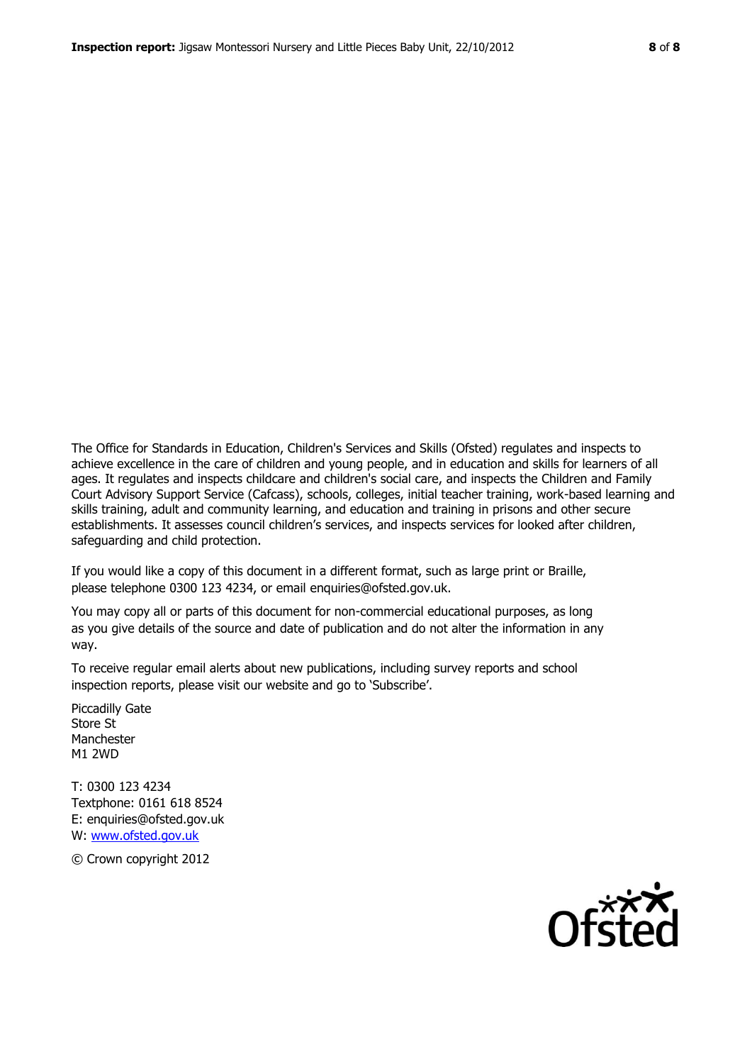The Office for Standards in Education, Children's Services and Skills (Ofsted) regulates and inspects to achieve excellence in the care of children and young people, and in education and skills for learners of all ages. It regulates and inspects childcare and children's social care, and inspects the Children and Family Court Advisory Support Service (Cafcass), schools, colleges, initial teacher training, work-based learning and skills training, adult and community learning, and education and training in prisons and other secure establishments. It assesses council children's services, and inspects services for looked after children, safeguarding and child protection.

If you would like a copy of this document in a different format, such as large print or Braille, please telephone 0300 123 4234, or email enquiries@ofsted.gov.uk.

You may copy all or parts of this document for non-commercial educational purposes, as long as you give details of the source and date of publication and do not alter the information in any way.

To receive regular email alerts about new publications, including survey reports and school inspection reports, please visit our website and go to 'Subscribe'.

Piccadilly Gate
Store St
Manchester
M1 2WD

T: 0300 123 4234
Textphone: 0161 618 8524
E: enquiries@ofsted.gov.uk
W: [www.ofsted.gov.uk](http://www.ofsted.gov.uk)

© Crown copyright 2012

Ofsted